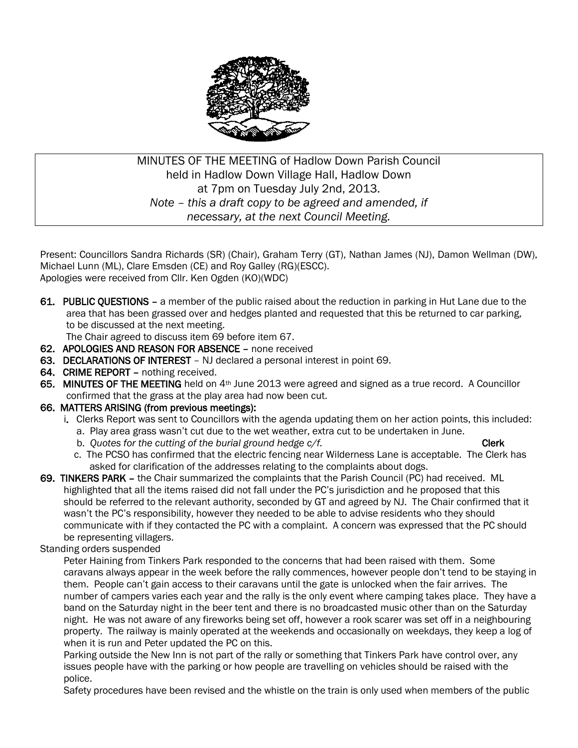MINUTES OF THE MEETING of Hadlow Down Parish Council
held in Hadlow Down Village Hall, Hadlow Down
at 7pm on Tuesday July 2nd, 2013.
*Note – this a draft copy to be agreed and amended, if necessary, at the next Council Meeting.*

Present: Councillors Sandra Richards (SR) (Chair), Graham Terry (GT), Nathan James (NJ), Damon Wellman (DW), Michael Lunn (ML), Clare Emsden (CE) and Roy Galley (RG)(ESCC).
Apologies were received from Cllr. Ken Ogden (KO)(WDC)

**61. PUBLIC QUESTIONS** – a member of the public raised about the reduction in parking in Hut Lane due to the area that has been grassed over and hedges planted and requested that this be returned to car parking, to be discussed at the next meeting.
The Chair agreed to discuss item 69 before item 67.

**62. APOLOGIES AND REASON FOR ABSENCE** – none received

**63. DECLARATIONS OF INTEREST** – NJ declared a personal interest in point 69.

**64. CRIME REPORT** – nothing received.

**65. MINUTES OF THE MEETING** held on 4th June 2013 were agreed and signed as a true record. A Councillor confirmed that the grass at the play area had now been cut.

**66. MATTERS ARISING (from previous meetings):**

i. Clerks Report was sent to Councillors with the agenda updating them on her action points, this included:
   a. Play area grass wasn't cut due to the wet weather, extra cut to be undertaken in June.
   b. *Quotes for the cutting of the burial ground hedge c/f.* **Clerk**
   c. The PCSO has confirmed that the electric fencing near Wilderness Lane is acceptable. The Clerk has asked for clarification of the addresses relating to the complaints about dogs.

**69. TINKERS PARK** – the Chair summarized the complaints that the Parish Council (PC) had received. ML highlighted that all the items raised did not fall under the PC's jurisdiction and he proposed that this should be referred to the relevant authority, seconded by GT and agreed by NJ. The Chair confirmed that it wasn't the PC's responsibility, however they needed to be able to advise residents who they should communicate with if they contacted the PC with a complaint. A concern was expressed that the PC should be representing villagers.

Standing orders suspended

Peter Haining from Tinkers Park responded to the concerns that had been raised with them. Some caravans always appear in the week before the rally commences, however people don't tend to be staying in them. People can't gain access to their caravans until the gate is unlocked when the fair arrives. The number of campers varies each year and the rally is the only event where camping takes place. They have a band on the Saturday night in the beer tent and there is no broadcasted music other than on the Saturday night. He was not aware of any fireworks being set off, however a rook scarer was set off in a neighbouring property. The railway is mainly operated at the weekends and occasionally on weekdays, they keep a log of when it is run and Peter updated the PC on this.

Parking outside the New Inn is not part of the rally or something that Tinkers Park have control over, any issues people have with the parking or how people are travelling on vehicles should be raised with the police.

Safety procedures have been revised and the whistle on the train is only used when members of the public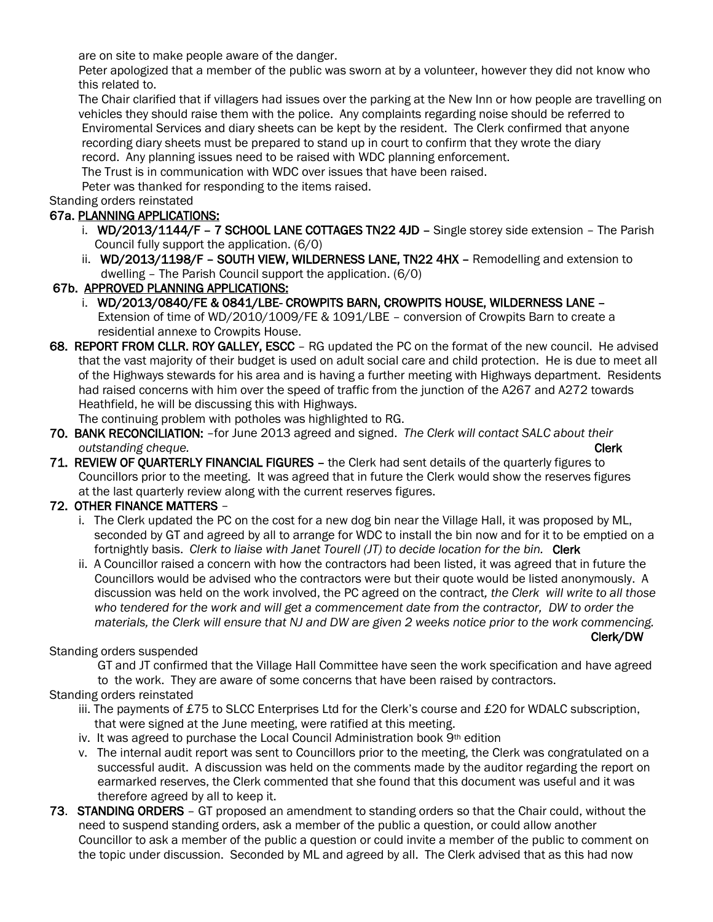are on site to make people aware of the danger.

Peter apologized that a member of the public was sworn at by a volunteer, however they did not know who this related to.

The Chair clarified that if villagers had issues over the parking at the New Inn or how people are travelling on vehicles they should raise them with the police. Any complaints regarding noise should be referred to Enviromental Services and diary sheets can be kept by the resident. The Clerk confirmed that anyone recording diary sheets must be prepared to stand up in court to confirm that they wrote the diary record. Any planning issues need to be raised with WDC planning enforcement.

The Trust is in communication with WDC over issues that have been raised.

Peter was thanked for responding to the items raised.

Standing orders reinstated

**67a. PLANNING APPLICATIONS:**

i. **WD/2013/1144/F – 7 SCHOOL LANE COTTAGES TN22 4JD** – Single storey side extension – The Parish Council fully support the application. (6/0)

ii. **WD/2013/1198/F – SOUTH VIEW, WILDERNESS LANE, TN22 4HX** – Remodelling and extension to dwelling – The Parish Council support the application. (6/0)

**67b. APPROVED PLANNING APPLICATIONS:**

i. **WD/2013/0840/FE & 0841/LBE- CROWPITS BARN, CROWPITS HOUSE, WILDERNESS LANE** – Extension of time of WD/2010/1009/FE & 1091/LBE – conversion of Crowpits Barn to create a residential annexe to Crowpits House.

**68. REPORT FROM CLLR. ROY GALLEY, ESCC** – RG updated the PC on the format of the new council. He advised that the vast majority of their budget is used on adult social care and child protection. He is due to meet all of the Highways stewards for his area and is having a further meeting with Highways department. Residents had raised concerns with him over the speed of traffic from the junction of the A267 and A272 towards Heathfield, he will be discussing this with Highways.

The continuing problem with potholes was highlighted to RG.

**70. BANK RECONCILIATION:** –for June 2013 agreed and signed. *The Clerk will contact SALC about their outstanding cheque.* **Clerk**

**71. REVIEW OF QUARTERLY FINANCIAL FIGURES** – the Clerk had sent details of the quarterly figures to Councillors prior to the meeting. It was agreed that in future the Clerk would show the reserves figures at the last quarterly review along with the current reserves figures.

**72. OTHER FINANCE MATTERS** –

i. The Clerk updated the PC on the cost for a new dog bin near the Village Hall, it was proposed by ML, seconded by GT and agreed by all to arrange for WDC to install the bin now and for it to be emptied on a fortnightly basis. *Clerk to liaise with Janet Tourell (JT) to decide location for the bin.* **Clerk**

ii. A Councillor raised a concern with how the contractors had been listed, it was agreed that in future the Councillors would be advised who the contractors were but their quote would be listed anonymously. A discussion was held on the work involved, the PC agreed on the contract*, the Clerk will write to all those who tendered for the work and will get a commencement date from the contractor, DW to order the materials, the Clerk will ensure that NJ and DW are given 2 weeks notice prior to the work commencing.* **Clerk/DW**

Standing orders suspended

GT and JT confirmed that the Village Hall Committee have seen the work specification and have agreed to the work. They are aware of some concerns that have been raised by contractors.

Standing orders reinstated

iii. The payments of £75 to SLCC Enterprises Ltd for the Clerk's course and £20 for WDALC subscription, that were signed at the June meeting, were ratified at this meeting.

iv. It was agreed to purchase the Local Council Administration book 9th edition

v. The internal audit report was sent to Councillors prior to the meeting, the Clerk was congratulated on a successful audit. A discussion was held on the comments made by the auditor regarding the report on earmarked reserves, the Clerk commented that she found that this document was useful and it was therefore agreed by all to keep it.

**73. STANDING ORDERS** – GT proposed an amendment to standing orders so that the Chair could, without the need to suspend standing orders, ask a member of the public a question, or could allow another Councillor to ask a member of the public a question or could invite a member of the public to comment on the topic under discussion. Seconded by ML and agreed by all. The Clerk advised that as this had now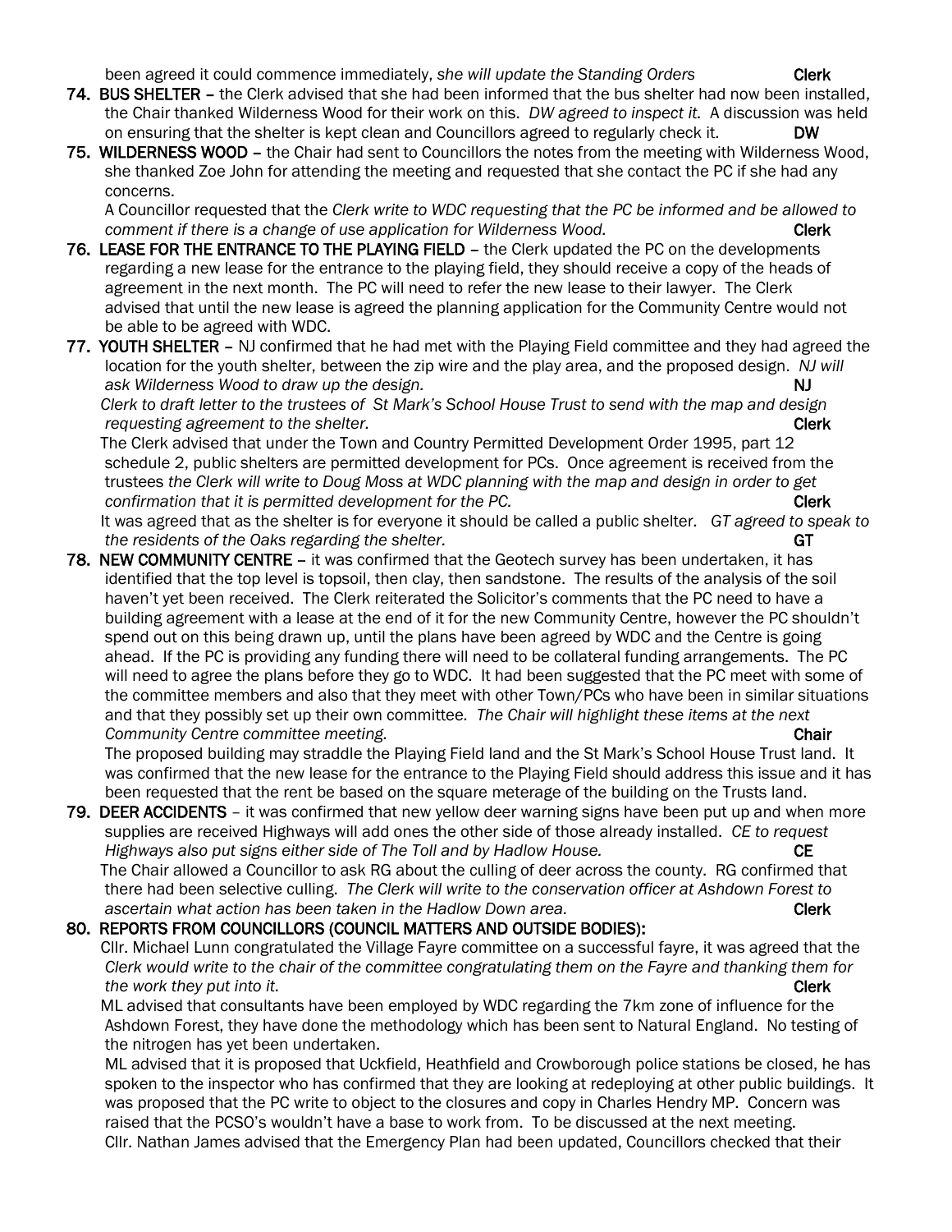been agreed it could commence immediately, *she will update the Standing Orders* **Clerk**

74. **BUS SHELTER** – the Clerk advised that she had been informed that the bus shelter had now been installed, the Chair thanked Wilderness Wood for their work on this. *DW agreed to inspect it.* A discussion was held on ensuring that the shelter is kept clean and Councillors agreed to regularly check it. **DW**

75. **WILDERNESS WOOD** – the Chair had sent to Councillors the notes from the meeting with Wilderness Wood, she thanked Zoe John for attending the meeting and requested that she contact the PC if she had any concerns.
A Councillor requested that the *Clerk write to WDC requesting that the PC be informed and be allowed to comment if there is a change of use application for Wilderness Wood.* **Clerk**

76. **LEASE FOR THE ENTRANCE TO THE PLAYING FIELD** – the Clerk updated the PC on the developments regarding a new lease for the entrance to the playing field, they should receive a copy of the heads of agreement in the next month. The PC will need to refer the new lease to their lawyer. The Clerk advised that until the new lease is agreed the planning application for the Community Centre would not be able to be agreed with WDC.

77. **YOUTH SHELTER** – NJ confirmed that he had met with the Playing Field committee and they had agreed the location for the youth shelter, between the zip wire and the play area, and the proposed design. *NJ will ask Wilderness Wood to draw up the design.* **NJ**
*Clerk to draft letter to the trustees of St Mark's School House Trust to send with the map and design requesting agreement to the shelter.* **Clerk**
The Clerk advised that under the Town and Country Permitted Development Order 1995, part 12 schedule 2, public shelters are permitted development for PCs. Once agreement is received from the trustees *the Clerk will write to Doug Moss at WDC planning with the map and design in order to get confirmation that it is permitted development for the PC.* **Clerk**
It was agreed that as the shelter is for everyone it should be called a public shelter. *GT agreed to speak to the residents of the Oaks regarding the shelter.* **GT**

78. **NEW COMMUNITY CENTRE** – it was confirmed that the Geotech survey has been undertaken, it has identified that the top level is topsoil, then clay, then sandstone. The results of the analysis of the soil haven't yet been received. The Clerk reiterated the Solicitor's comments that the PC need to have a building agreement with a lease at the end of it for the new Community Centre, however the PC shouldn't spend out on this being drawn up, until the plans have been agreed by WDC and the Centre is going ahead. If the PC is providing any funding there will need to be collateral funding arrangements. The PC will need to agree the plans before they go to WDC. It had been suggested that the PC meet with some of the committee members and also that they meet with other Town/PCs who have been in similar situations and that they possibly set up their own committee. *The Chair will highlight these items at the next Community Centre committee meeting.* **Chair**
The proposed building may straddle the Playing Field land and the St Mark's School House Trust land. It was confirmed that the new lease for the entrance to the Playing Field should address this issue and it has been requested that the rent be based on the square meterage of the building on the Trusts land.

79. **DEER ACCIDENTS** – it was confirmed that new yellow deer warning signs have been put up and when more supplies are received Highways will add ones the other side of those already installed. *CE to request Highways also put signs either side of The Toll and by Hadlow House.* **CE**
The Chair allowed a Councillor to ask RG about the culling of deer across the county. RG confirmed that there had been selective culling. *The Clerk will write to the conservation officer at Ashdown Forest to ascertain what action has been taken in the Hadlow Down area.* **Clerk**

80. **REPORTS FROM COUNCILLORS (COUNCIL MATTERS AND OUTSIDE BODIES):**
Cllr. Michael Lunn congratulated the Village Fayre committee on a successful fayre, it was agreed that the *Clerk would write to the chair of the committee congratulating them on the Fayre and thanking them for the work they put into it.* **Clerk**
ML advised that consultants have been employed by WDC regarding the 7km zone of influence for the Ashdown Forest, they have done the methodology which has been sent to Natural England. No testing of the nitrogen has yet been undertaken.
ML advised that it is proposed that Uckfield, Heathfield and Crowborough police stations be closed, he has spoken to the inspector who has confirmed that they are looking at redeploying at other public buildings. It was proposed that the PC write to object to the closures and copy in Charles Hendry MP. Concern was raised that the PCSO's wouldn't have a base to work from. To be discussed at the next meeting.
Cllr. Nathan James advised that the Emergency Plan had been updated, Councillors checked that their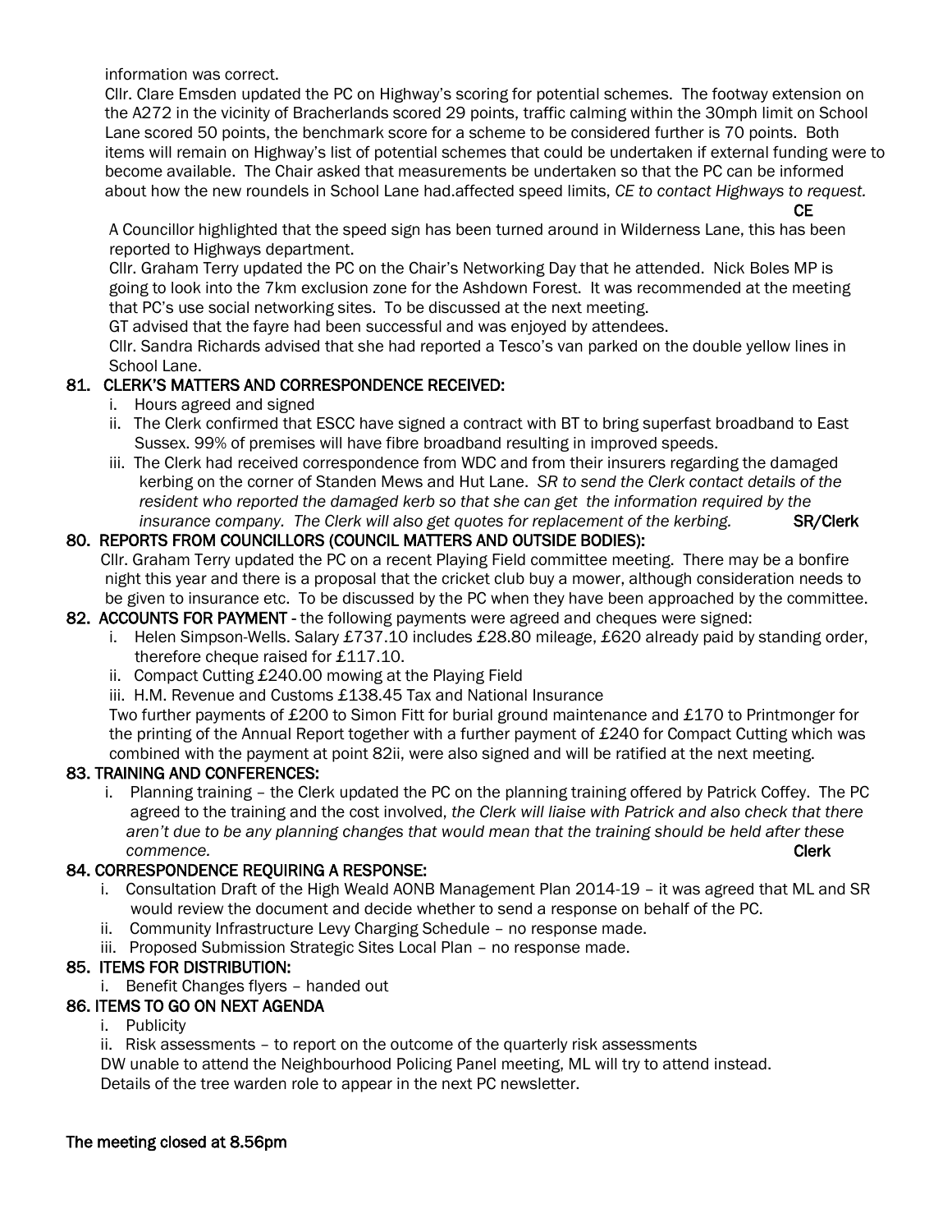information was correct.

Cllr. Clare Emsden updated the PC on Highway's scoring for potential schemes. The footway extension on the A272 in the vicinity of Bracherlands scored 29 points, traffic calming within the 30mph limit on School Lane scored 50 points, the benchmark score for a scheme to be considered further is 70 points. Both items will remain on Highway's list of potential schemes that could be undertaken if external funding were to become available. The Chair asked that measurements be undertaken so that the PC can be informed about how the new roundels in School Lane had.affected speed limits, *CE to contact Highways to request.* **CE**

A Councillor highlighted that the speed sign has been turned around in Wilderness Lane, this has been reported to Highways department.

Cllr. Graham Terry updated the PC on the Chair's Networking Day that he attended. Nick Boles MP is going to look into the 7km exclusion zone for the Ashdown Forest. It was recommended at the meeting that PC's use social networking sites. To be discussed at the next meeting.

GT advised that the fayre had been successful and was enjoyed by attendees.

Cllr. Sandra Richards advised that she had reported a Tesco's van parked on the double yellow lines in School Lane.

## 81. CLERK'S MATTERS AND CORRESPONDENCE RECEIVED:

i. Hours agreed and signed

ii. The Clerk confirmed that ESCC have signed a contract with BT to bring superfast broadband to East Sussex. 99% of premises will have fibre broadband resulting in improved speeds.

iii. The Clerk had received correspondence from WDC and from their insurers regarding the damaged kerbing on the corner of Standen Mews and Hut Lane. *SR to send the Clerk contact details of the resident who reported the damaged kerb so that she can get the information required by the insurance company. The Clerk will also get quotes for replacement of the kerbing.* **SR/Clerk**

## 80. REPORTS FROM COUNCILLORS (COUNCIL MATTERS AND OUTSIDE BODIES):

Cllr. Graham Terry updated the PC on a recent Playing Field committee meeting. There may be a bonfire night this year and there is a proposal that the cricket club buy a mower, although consideration needs to be given to insurance etc. To be discussed by the PC when they have been approached by the committee.

## 82. ACCOUNTS FOR PAYMENT - the following payments were agreed and cheques were signed:

i. Helen Simpson-Wells. Salary £737.10 includes £28.80 mileage, £620 already paid by standing order, therefore cheque raised for £117.10.

ii. Compact Cutting £240.00 mowing at the Playing Field

iii. H.M. Revenue and Customs £138.45 Tax and National Insurance

Two further payments of £200 to Simon Fitt for burial ground maintenance and £170 to Printmonger for the printing of the Annual Report together with a further payment of £240 for Compact Cutting which was combined with the payment at point 82ii, were also signed and will be ratified at the next meeting.

## 83. TRAINING AND CONFERENCES:

i. Planning training – the Clerk updated the PC on the planning training offered by Patrick Coffey. The PC agreed to the training and the cost involved, *the Clerk will liaise with Patrick and also check that there aren't due to be any planning changes that would mean that the training should be held after these commence.* **Clerk**

## 84. CORRESPONDENCE REQUIRING A RESPONSE:

i. Consultation Draft of the High Weald AONB Management Plan 2014-19 – it was agreed that ML and SR would review the document and decide whether to send a response on behalf of the PC.

ii. Community Infrastructure Levy Charging Schedule – no response made.

iii. Proposed Submission Strategic Sites Local Plan – no response made.

## 85. ITEMS FOR DISTRIBUTION:

i. Benefit Changes flyers – handed out

## 86. ITEMS TO GO ON NEXT AGENDA

i. Publicity

ii. Risk assessments – to report on the outcome of the quarterly risk assessments

DW unable to attend the Neighbourhood Policing Panel meeting, ML will try to attend instead.

Details of the tree warden role to appear in the next PC newsletter.

**The meeting closed at 8.56pm**